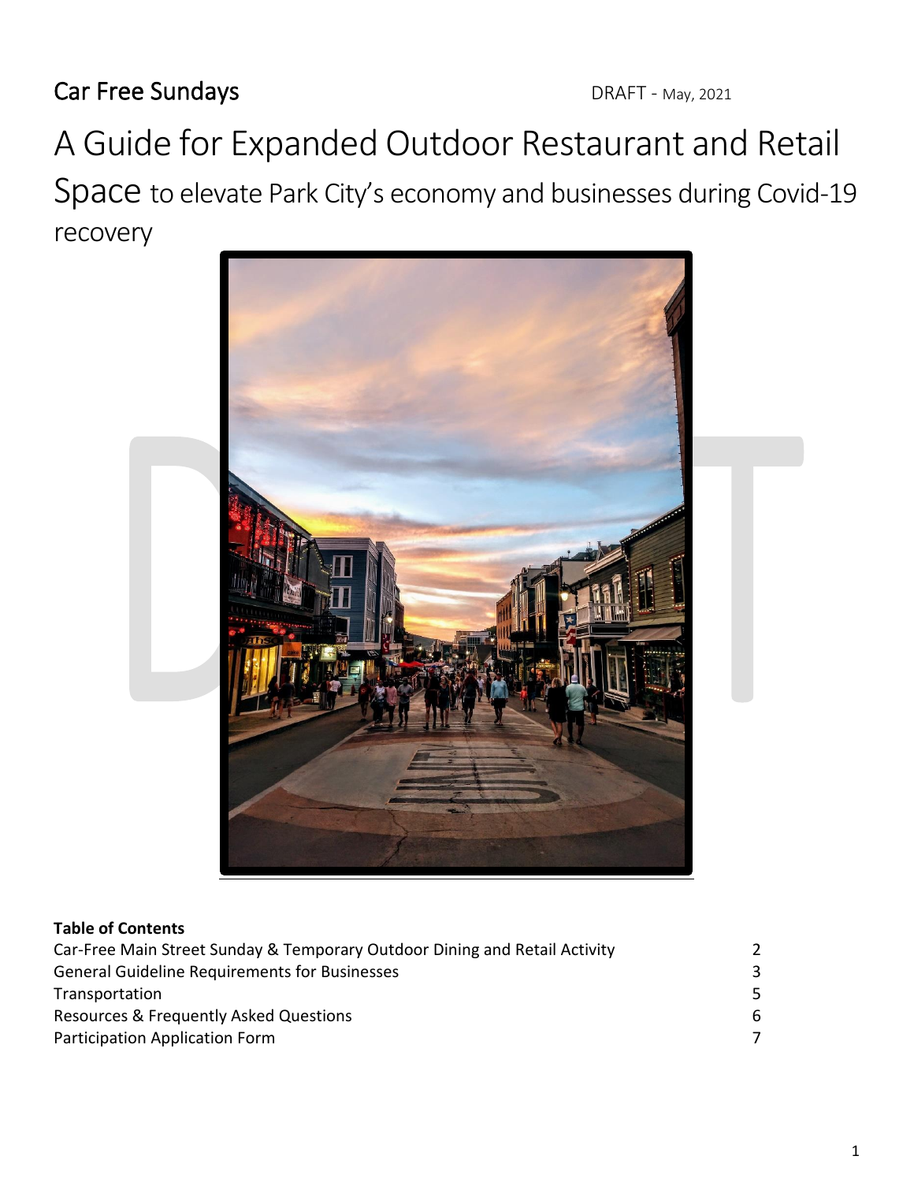Car Free Sundays

DRAFT - May, 2021

# A Guide for Expanded Outdoor Restaurant and Retail Space to elevate Park City's economy and businesses during Covid-19 recovery

**Table of Contents**

| | |
|---|---|
| Car-Free Main Street Sunday & Temporary Outdoor Dining and Retail Activity | 2 |
| General Guideline Requirements for Businesses | 3 |
| Transportation | 5 |
| Resources & Frequently Asked Questions | 6 |
| Participation Application Form | 7 |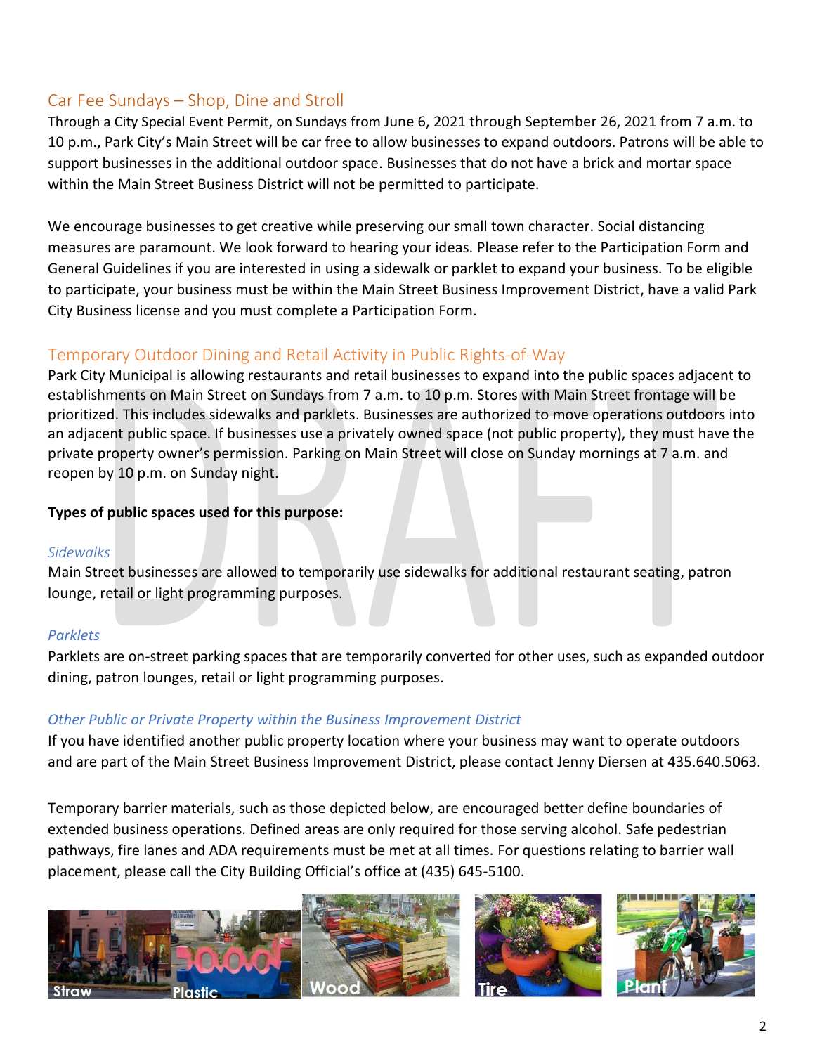## Car Fee Sundays – Shop, Dine and Stroll

Through a City Special Event Permit, on Sundays from June 6, 2021 through September 26, 2021 from 7 a.m. to 10 p.m., Park City's Main Street will be car free to allow businesses to expand outdoors. Patrons will be able to support businesses in the additional outdoor space. Businesses that do not have a brick and mortar space within the Main Street Business District will not be permitted to participate.

We encourage businesses to get creative while preserving our small town character. Social distancing measures are paramount. We look forward to hearing your ideas. Please refer to the Participation Form and General Guidelines if you are interested in using a sidewalk or parklet to expand your business. To be eligible to participate, your business must be within the Main Street Business Improvement District, have a valid Park City Business license and you must complete a Participation Form.

## Temporary Outdoor Dining and Retail Activity in Public Rights-of-Way

Park City Municipal is allowing restaurants and retail businesses to expand into the public spaces adjacent to establishments on Main Street on Sundays from 7 a.m. to 10 p.m. Stores with Main Street frontage will be prioritized. This includes sidewalks and parklets. Businesses are authorized to move operations outdoors into an adjacent public space. If businesses use a privately owned space (not public property), they must have the private property owner's permission. Parking on Main Street will close on Sunday mornings at 7 a.m. and reopen by 10 p.m. on Sunday night.

**Types of public spaces used for this purpose:**

### *Sidewalks*

Main Street businesses are allowed to temporarily use sidewalks for additional restaurant seating, patron lounge, retail or light programming purposes.

### *Parklets*

Parklets are on-street parking spaces that are temporarily converted for other uses, such as expanded outdoor dining, patron lounges, retail or light programming purposes.

### *Other Public or Private Property within the Business Improvement District*

If you have identified another public property location where your business may want to operate outdoors and are part of the Main Street Business Improvement District, please contact Jenny Diersen at 435.640.5063.

Temporary barrier materials, such as those depicted below, are encouraged better define boundaries of extended business operations. Defined areas are only required for those serving alcohol. Safe pedestrian pathways, fire lanes and ADA requirements must be met at all times. For questions relating to barrier wall placement, please call the City Building Official's office at (435) 645-5100.

Straw | Plastic | Wood | Tire | Plant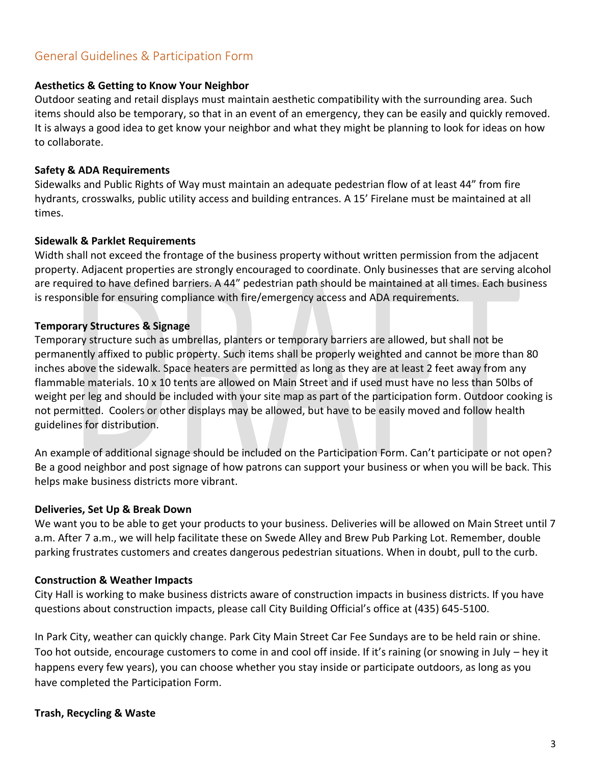## General Guidelines & Participation Form

**Aesthetics & Getting to Know Your Neighbor**
Outdoor seating and retail displays must maintain aesthetic compatibility with the surrounding area. Such items should also be temporary, so that in an event of an emergency, they can be easily and quickly removed. It is always a good idea to get know your neighbor and what they might be planning to look for ideas on how to collaborate.

**Safety & ADA Requirements**
Sidewalks and Public Rights of Way must maintain an adequate pedestrian flow of at least 44" from fire hydrants, crosswalks, public utility access and building entrances. A 15' Firelane must be maintained at all times.

**Sidewalk & Parklet Requirements**
Width shall not exceed the frontage of the business property without written permission from the adjacent property. Adjacent properties are strongly encouraged to coordinate. Only businesses that are serving alcohol are required to have defined barriers. A 44" pedestrian path should be maintained at all times. Each business is responsible for ensuring compliance with fire/emergency access and ADA requirements.

**Temporary Structures & Signage**
Temporary structure such as umbrellas, planters or temporary barriers are allowed, but shall not be permanently affixed to public property. Such items shall be properly weighted and cannot be more than 80 inches above the sidewalk. Space heaters are permitted as long as they are at least 2 feet away from any flammable materials. 10 x 10 tents are allowed on Main Street and if used must have no less than 50lbs of weight per leg and should be included with your site map as part of the participation form. Outdoor cooking is not permitted. Coolers or other displays may be allowed, but have to be easily moved and follow health guidelines for distribution.

An example of additional signage should be included on the Participation Form. Can't participate or not open? Be a good neighbor and post signage of how patrons can support your business or when you will be back. This helps make business districts more vibrant.

**Deliveries, Set Up & Break Down**
We want you to be able to get your products to your business. Deliveries will be allowed on Main Street until 7 a.m. After 7 a.m., we will help facilitate these on Swede Alley and Brew Pub Parking Lot. Remember, double parking frustrates customers and creates dangerous pedestrian situations. When in doubt, pull to the curb.

**Construction & Weather Impacts**
City Hall is working to make business districts aware of construction impacts in business districts. If you have questions about construction impacts, please call City Building Official's office at (435) 645-5100.

In Park City, weather can quickly change. Park City Main Street Car Fee Sundays are to be held rain or shine. Too hot outside, encourage customers to come in and cool off inside. If it's raining (or snowing in July – hey it happens every few years), you can choose whether you stay inside or participate outdoors, as long as you have completed the Participation Form.

**Trash, Recycling & Waste**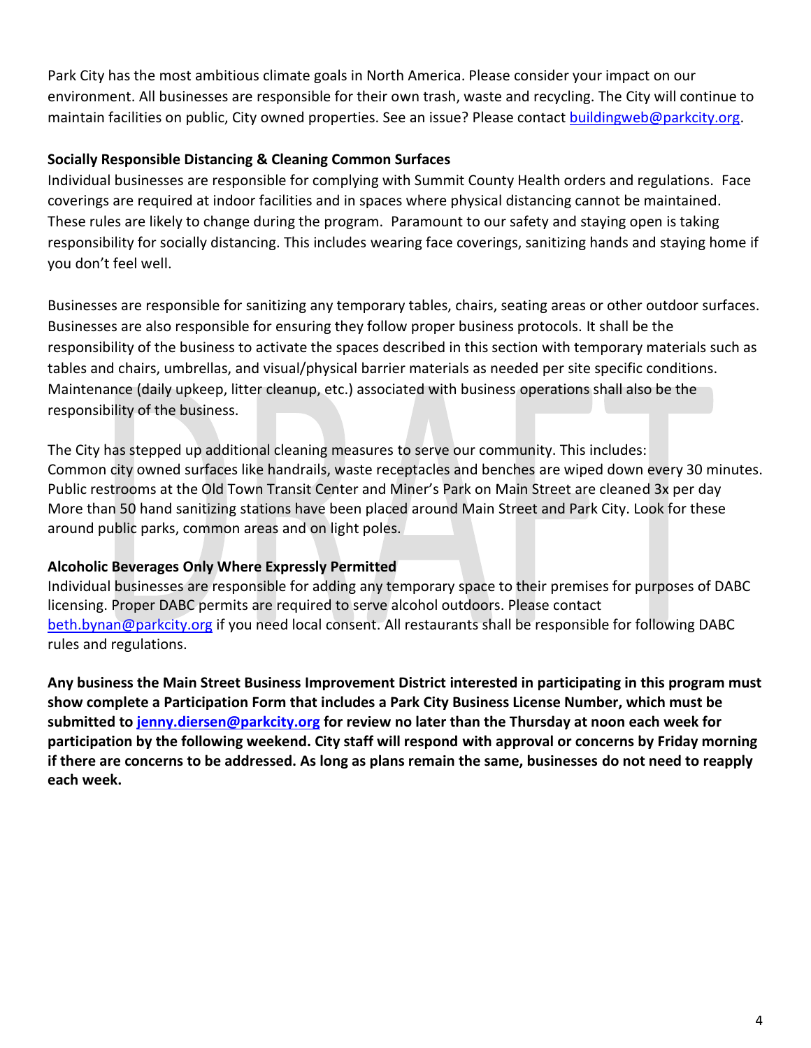Park City has the most ambitious climate goals in North America. Please consider your impact on our environment. All businesses are responsible for their own trash, waste and recycling. The City will continue to maintain facilities on public, City owned properties. See an issue? Please contact buildingweb@parkcity.org.

**Socially Responsible Distancing & Cleaning Common Surfaces**

Individual businesses are responsible for complying with Summit County Health orders and regulations. Face coverings are required at indoor facilities and in spaces where physical distancing cannot be maintained. These rules are likely to change during the program. Paramount to our safety and staying open is taking responsibility for socially distancing. This includes wearing face coverings, sanitizing hands and staying home if you don't feel well.

Businesses are responsible for sanitizing any temporary tables, chairs, seating areas or other outdoor surfaces. Businesses are also responsible for ensuring they follow proper business protocols. It shall be the responsibility of the business to activate the spaces described in this section with temporary materials such as tables and chairs, umbrellas, and visual/physical barrier materials as needed per site specific conditions. Maintenance (daily upkeep, litter cleanup, etc.) associated with business operations shall also be the responsibility of the business.

The City has stepped up additional cleaning measures to serve our community. This includes:
Common city owned surfaces like handrails, waste receptacles and benches are wiped down every 30 minutes.
Public restrooms at the Old Town Transit Center and Miner's Park on Main Street are cleaned 3x per day
More than 50 hand sanitizing stations have been placed around Main Street and Park City. Look for these around public parks, common areas and on light poles.

**Alcoholic Beverages Only Where Expressly Permitted**

Individual businesses are responsible for adding any temporary space to their premises for purposes of DABC licensing. Proper DABC permits are required to serve alcohol outdoors. Please contact beth.bynan@parkcity.org if you need local consent. All restaurants shall be responsible for following DABC rules and regulations.

**Any business the Main Street Business Improvement District interested in participating in this program must show complete a Participation Form that includes a Park City Business License Number, which must be submitted to jenny.diersen@parkcity.org for review no later than the Thursday at noon each week for participation by the following weekend. City staff will respond with approval or concerns by Friday morning if there are concerns to be addressed. As long as plans remain the same, businesses do not need to reapply each week.**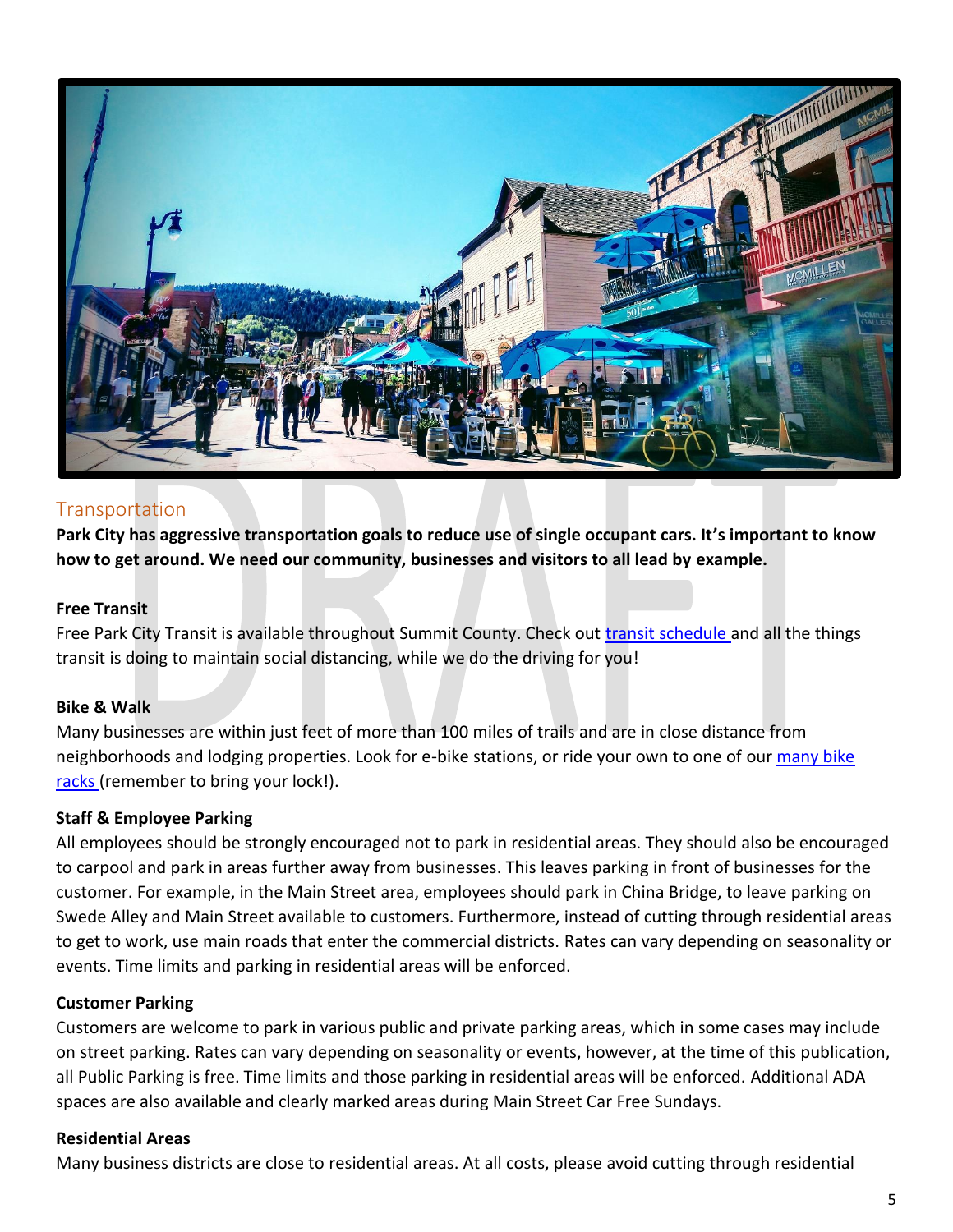## Transportation

**Park City has aggressive transportation goals to reduce use of single occupant cars. It's important to know how to get around. We need our community, businesses and visitors to all lead by example.**

### Free Transit

Free Park City Transit is available throughout Summit County. Check out transit schedule and all the things transit is doing to maintain social distancing, while we do the driving for you!

### Bike & Walk

Many businesses are within just feet of more than 100 miles of trails and are in close distance from neighborhoods and lodging properties. Look for e-bike stations, or ride your own to one of our many bike racks (remember to bring your lock!).

### Staff & Employee Parking

All employees should be strongly encouraged not to park in residential areas. They should also be encouraged to carpool and park in areas further away from businesses. This leaves parking in front of businesses for the customer. For example, in the Main Street area, employees should park in China Bridge, to leave parking on Swede Alley and Main Street available to customers. Furthermore, instead of cutting through residential areas to get to work, use main roads that enter the commercial districts. Rates can vary depending on seasonality or events. Time limits and parking in residential areas will be enforced.

### Customer Parking

Customers are welcome to park in various public and private parking areas, which in some cases may include on street parking. Rates can vary depending on seasonality or events, however, at the time of this publication, all Public Parking is free. Time limits and those parking in residential areas will be enforced. Additional ADA spaces are also available and clearly marked areas during Main Street Car Free Sundays.

### Residential Areas

Many business districts are close to residential areas. At all costs, please avoid cutting through residential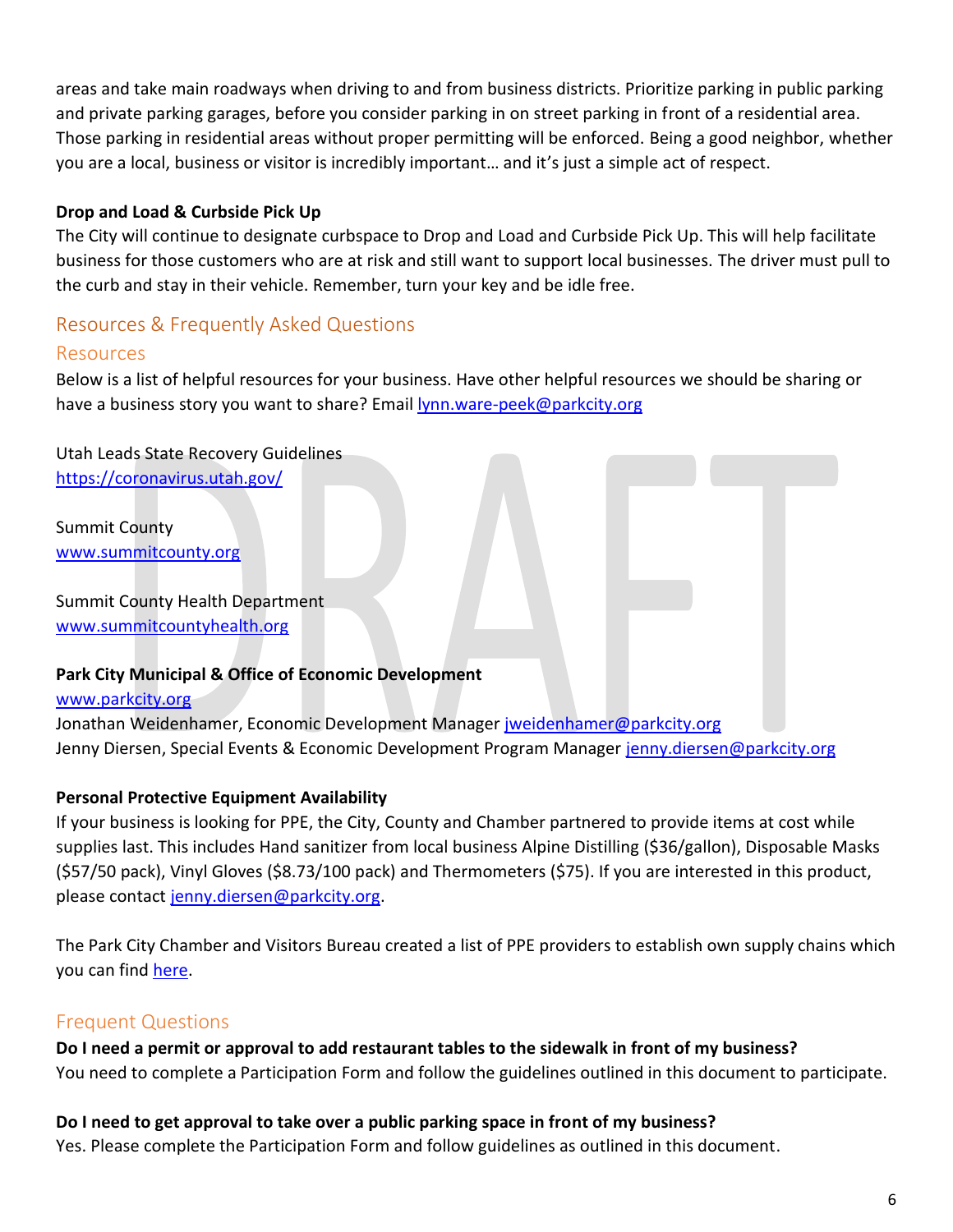areas and take main roadways when driving to and from business districts. Prioritize parking in public parking and private parking garages, before you consider parking in on street parking in front of a residential area. Those parking in residential areas without proper permitting will be enforced. Being a good neighbor, whether you are a local, business or visitor is incredibly important… and it's just a simple act of respect.

**Drop and Load & Curbside Pick Up**

The City will continue to designate curbspace to Drop and Load and Curbside Pick Up. This will help facilitate business for those customers who are at risk and still want to support local businesses. The driver must pull to the curb and stay in their vehicle. Remember, turn your key and be idle free.

## Resources & Frequently Asked Questions

### Resources

Below is a list of helpful resources for your business. Have other helpful resources we should be sharing or have a business story you want to share? Email lynn.ware-peek@parkcity.org

Utah Leads State Recovery Guidelines
https://coronavirus.utah.gov/

Summit County
www.summitcounty.org

Summit County Health Department
www.summitcountyhealth.org

**Park City Municipal & Office of Economic Development**
www.parkcity.org
Jonathan Weidenhamer, Economic Development Manager jweidenhamer@parkcity.org
Jenny Diersen, Special Events & Economic Development Program Manager jenny.diersen@parkcity.org

**Personal Protective Equipment Availability**

If your business is looking for PPE, the City, County and Chamber partnered to provide items at cost while supplies last. This includes Hand sanitizer from local business Alpine Distilling ($36/gallon), Disposable Masks ($57/50 pack), Vinyl Gloves ($8.73/100 pack) and Thermometers ($75). If you are interested in this product, please contact jenny.diersen@parkcity.org.

The Park City Chamber and Visitors Bureau created a list of PPE providers to establish own supply chains which you can find here.

### Frequent Questions

**Do I need a permit or approval to add restaurant tables to the sidewalk in front of my business?**

You need to complete a Participation Form and follow the guidelines outlined in this document to participate.

**Do I need to get approval to take over a public parking space in front of my business?**

Yes. Please complete the Participation Form and follow guidelines as outlined in this document.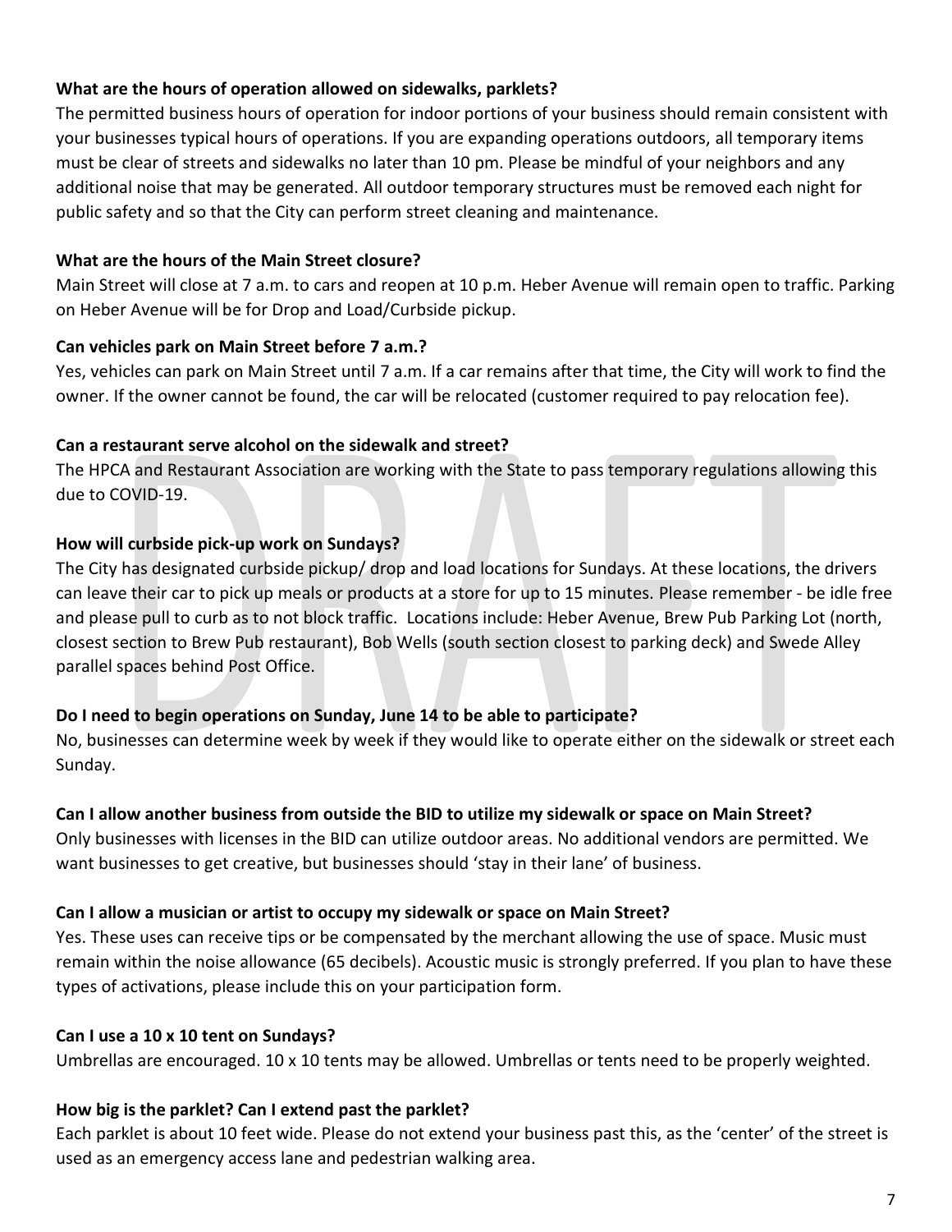**What are the hours of operation allowed on sidewalks, parklets?**

The permitted business hours of operation for indoor portions of your business should remain consistent with your businesses typical hours of operations. If you are expanding operations outdoors, all temporary items must be clear of streets and sidewalks no later than 10 pm. Please be mindful of your neighbors and any additional noise that may be generated. All outdoor temporary structures must be removed each night for public safety and so that the City can perform street cleaning and maintenance.

**What are the hours of the Main Street closure?**

Main Street will close at 7 a.m. to cars and reopen at 10 p.m. Heber Avenue will remain open to traffic. Parking on Heber Avenue will be for Drop and Load/Curbside pickup.

**Can vehicles park on Main Street before 7 a.m.?**

Yes, vehicles can park on Main Street until 7 a.m. If a car remains after that time, the City will work to find the owner. If the owner cannot be found, the car will be relocated (customer required to pay relocation fee).

**Can a restaurant serve alcohol on the sidewalk and street?**

The HPCA and Restaurant Association are working with the State to pass temporary regulations allowing this due to COVID-19.

**How will curbside pick-up work on Sundays?**

The City has designated curbside pickup/ drop and load locations for Sundays. At these locations, the drivers can leave their car to pick up meals or products at a store for up to 15 minutes. Please remember - be idle free and please pull to curb as to not block traffic. Locations include: Heber Avenue, Brew Pub Parking Lot (north, closest section to Brew Pub restaurant), Bob Wells (south section closest to parking deck) and Swede Alley parallel spaces behind Post Office.

**Do I need to begin operations on Sunday, June 14 to be able to participate?**

No, businesses can determine week by week if they would like to operate either on the sidewalk or street each Sunday.

**Can I allow another business from outside the BID to utilize my sidewalk or space on Main Street?**

Only businesses with licenses in the BID can utilize outdoor areas. No additional vendors are permitted. We want businesses to get creative, but businesses should 'stay in their lane' of business.

**Can I allow a musician or artist to occupy my sidewalk or space on Main Street?**

Yes. These uses can receive tips or be compensated by the merchant allowing the use of space. Music must remain within the noise allowance (65 decibels). Acoustic music is strongly preferred. If you plan to have these types of activations, please include this on your participation form.

**Can I use a 10 x 10 tent on Sundays?**

Umbrellas are encouraged. 10 x 10 tents may be allowed. Umbrellas or tents need to be properly weighted.

**How big is the parklet? Can I extend past the parklet?**

Each parklet is about 10 feet wide. Please do not extend your business past this, as the 'center' of the street is used as an emergency access lane and pedestrian walking area.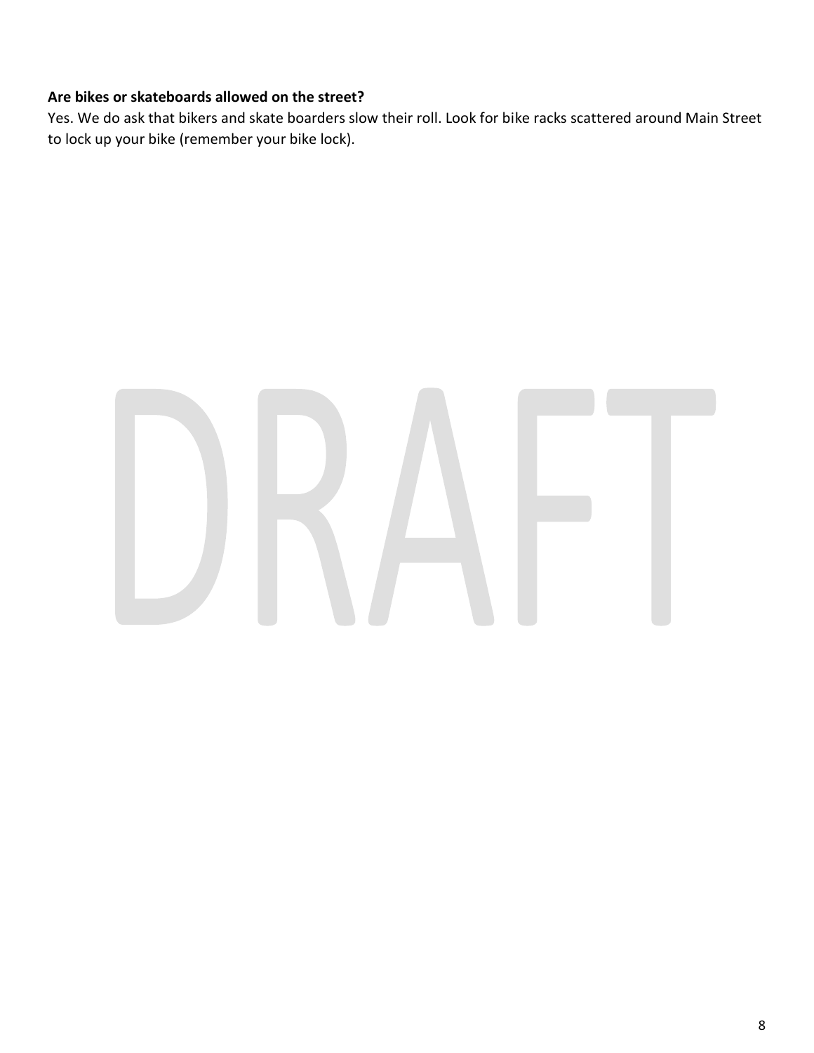**Are bikes or skateboards allowed on the street?**

Yes. We do ask that bikers and skate boarders slow their roll. Look for bike racks scattered around Main Street to lock up your bike (remember your bike lock).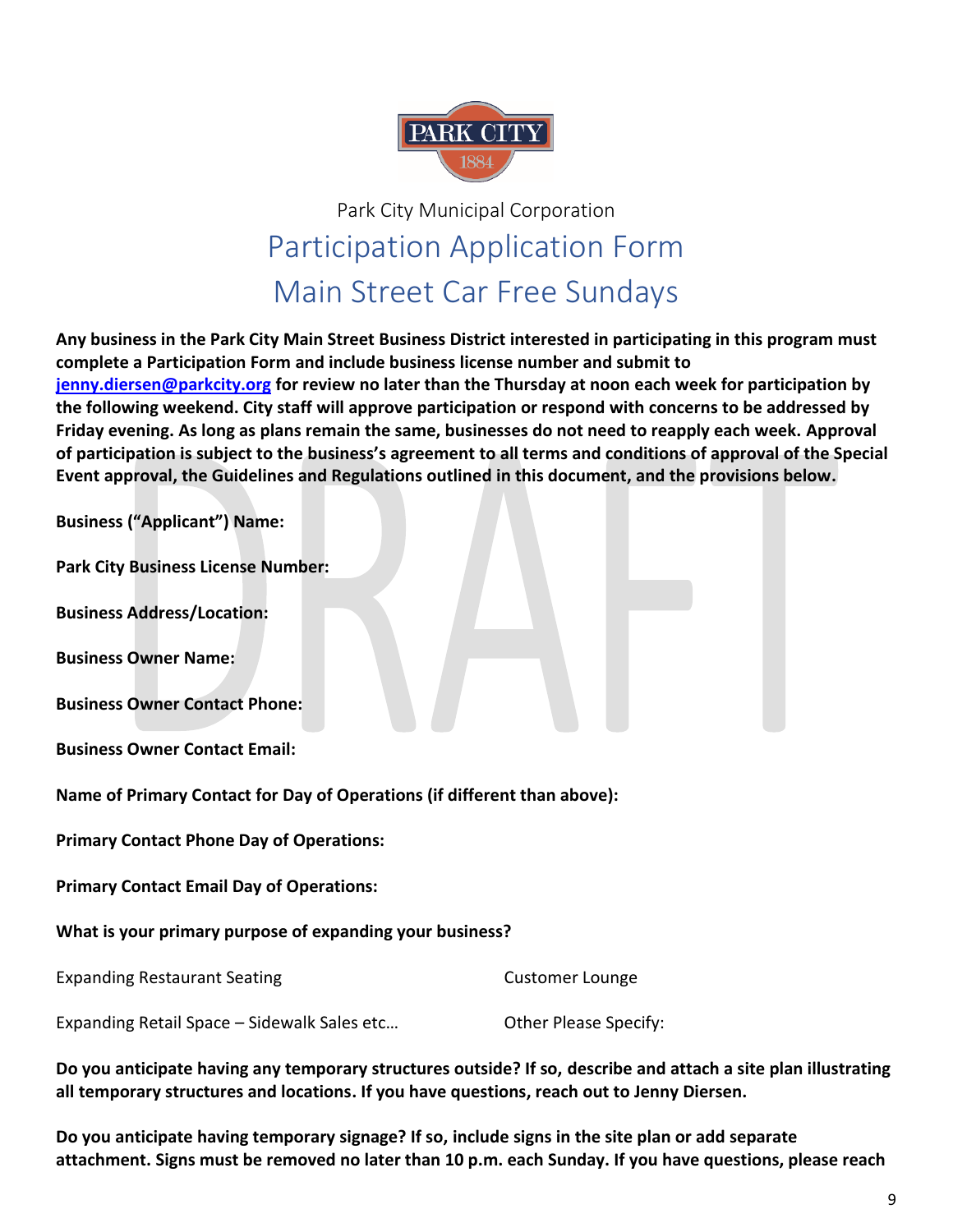Park City Municipal Corporation

# Participation Application Form
# Main Street Car Free Sundays

**Any business in the Park City Main Street Business District interested in participating in this program must complete a Participation Form and include business license number and submit to [jenny.diersen@parkcity.org](mailto:jenny.diersen@parkcity.org) for review no later than the Thursday at noon each week for participation by the following weekend. City staff will approve participation or respond with concerns to be addressed by Friday evening. As long as plans remain the same, businesses do not need to reapply each week. Approval of participation is subject to the business's agreement to all terms and conditions of approval of the Special Event approval, the Guidelines and Regulations outlined in this document, and the provisions below.**

**Business ("Applicant") Name:**

**Park City Business License Number:**

**Business Address/Location:**

**Business Owner Name:**

**Business Owner Contact Phone:**

**Business Owner Contact Email:**

**Name of Primary Contact for Day of Operations (if different than above):**

**Primary Contact Phone Day of Operations:**

**Primary Contact Email Day of Operations:**

**What is your primary purpose of expanding your business?**

Expanding Restaurant Seating

Customer Lounge

Expanding Retail Space – Sidewalk Sales etc…

Other Please Specify:

**Do you anticipate having any temporary structures outside? If so, describe and attach a site plan illustrating all temporary structures and locations. If you have questions, reach out to Jenny Diersen.**

**Do you anticipate having temporary signage? If so, include signs in the site plan or add separate attachment. Signs must be removed no later than 10 p.m. each Sunday. If you have questions, please reach**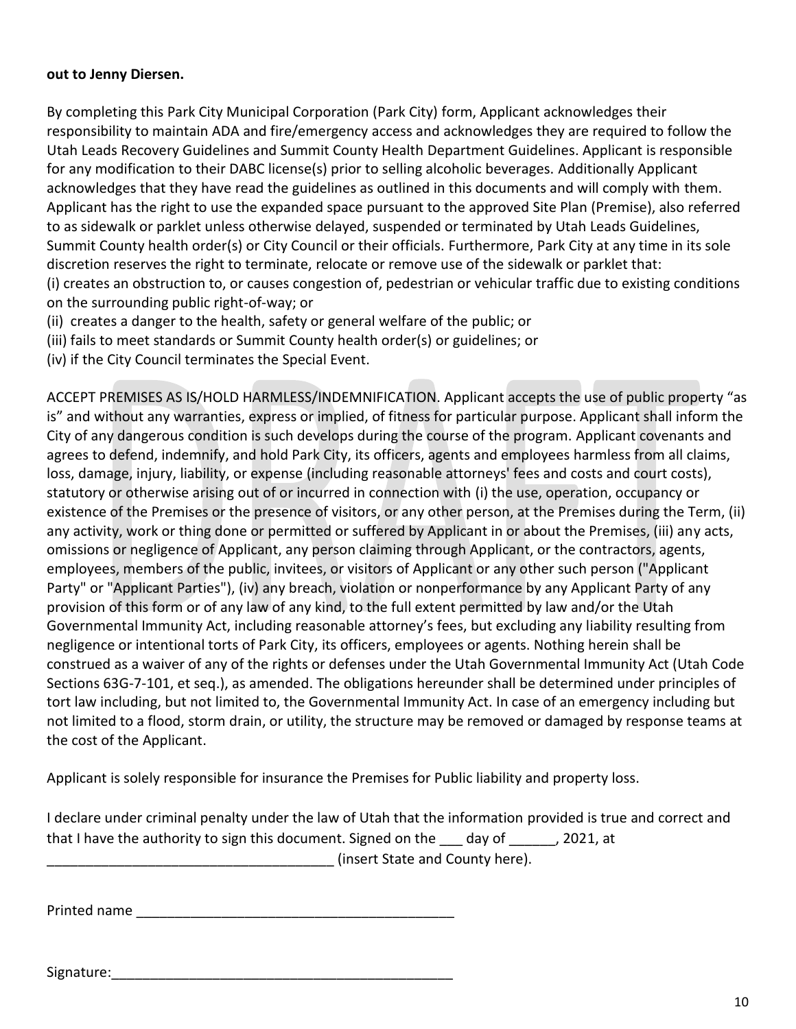**out to Jenny Diersen.**

By completing this Park City Municipal Corporation (Park City) form, Applicant acknowledges their responsibility to maintain ADA and fire/emergency access and acknowledges they are required to follow the Utah Leads Recovery Guidelines and Summit County Health Department Guidelines. Applicant is responsible for any modification to their DABC license(s) prior to selling alcoholic beverages. Additionally Applicant acknowledges that they have read the guidelines as outlined in this documents and will comply with them. Applicant has the right to use the expanded space pursuant to the approved Site Plan (Premise), also referred to as sidewalk or parklet unless otherwise delayed, suspended or terminated by Utah Leads Guidelines, Summit County health order(s) or City Council or their officials. Furthermore, Park City at any time in its sole discretion reserves the right to terminate, relocate or remove use of the sidewalk or parklet that:
(i) creates an obstruction to, or causes congestion of, pedestrian or vehicular traffic due to existing conditions on the surrounding public right-of-way; or
(ii) creates a danger to the health, safety or general welfare of the public; or
(iii) fails to meet standards or Summit County health order(s) or guidelines; or
(iv) if the City Council terminates the Special Event.

ACCEPT PREMISES AS IS/HOLD HARMLESS/INDEMNIFICATION. Applicant accepts the use of public property "as is" and without any warranties, express or implied, of fitness for particular purpose. Applicant shall inform the City of any dangerous condition is such develops during the course of the program. Applicant covenants and agrees to defend, indemnify, and hold Park City, its officers, agents and employees harmless from all claims, loss, damage, injury, liability, or expense (including reasonable attorneys' fees and costs and court costs), statutory or otherwise arising out of or incurred in connection with (i) the use, operation, occupancy or existence of the Premises or the presence of visitors, or any other person, at the Premises during the Term, (ii) any activity, work or thing done or permitted or suffered by Applicant in or about the Premises, (iii) any acts, omissions or negligence of Applicant, any person claiming through Applicant, or the contractors, agents, employees, members of the public, invitees, or visitors of Applicant or any other such person ("Applicant Party" or "Applicant Parties"), (iv) any breach, violation or nonperformance by any Applicant Party of any provision of this form or of any law of any kind, to the full extent permitted by law and/or the Utah Governmental Immunity Act, including reasonable attorney's fees, but excluding any liability resulting from negligence or intentional torts of Park City, its officers, employees or agents. Nothing herein shall be construed as a waiver of any of the rights or defenses under the Utah Governmental Immunity Act (Utah Code Sections 63G-7-101, et seq.), as amended. The obligations hereunder shall be determined under principles of tort law including, but not limited to, the Governmental Immunity Act. In case of an emergency including but not limited to a flood, storm drain, or utility, the structure may be removed or damaged by response teams at the cost of the Applicant.

Applicant is solely responsible for insurance the Premises for Public liability and property loss.

I declare under criminal penalty under the law of Utah that the information provided is true and correct and that I have the authority to sign this document. Signed on the ___ day of ______, 2021, at _____________________________________ (insert State and County here).

Printed name _________________________________________

Signature:_____________________________________________